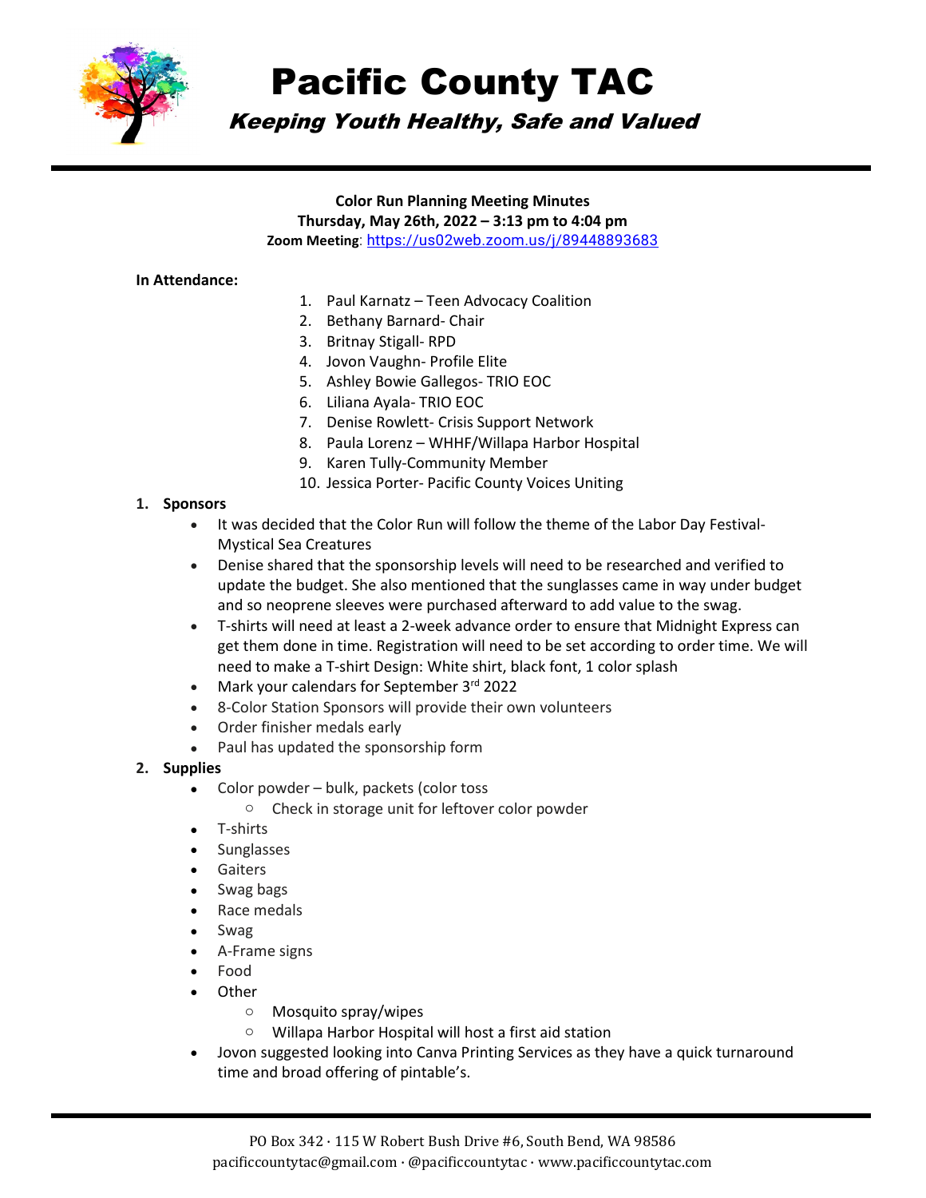# Pacific County TAC

## *Keeping Youth Healthy, Safe and Valued*

**Color Run Planning Meeting Minutes**
**Thursday, May 26th, 2022 – 3:13 pm to 4:04 pm**
**Zoom Meeting**: https://us02web.zoom.us/j/89448893683

**In Attendance:**

1. Paul Karnatz – Teen Advocacy Coalition
2. Bethany Barnard- Chair
3. Britnay Stigall- RPD
4. Jovon Vaughn- Profile Elite
5. Ashley Bowie Gallegos- TRIO EOC
6. Liliana Ayala- TRIO EOC
7. Denise Rowlett- Crisis Support Network
8. Paula Lorenz – WHHF/Willapa Harbor Hospital
9. Karen Tully-Community Member
10. Jessica Porter- Pacific County Voices Uniting

**1. Sponsors**

- It was decided that the Color Run will follow the theme of the Labor Day Festival- Mystical Sea Creatures
- Denise shared that the sponsorship levels will need to be researched and verified to update the budget. She also mentioned that the sunglasses came in way under budget and so neoprene sleeves were purchased afterward to add value to the swag.
- T-shirts will need at least a 2-week advance order to ensure that Midnight Express can get them done in time. Registration will need to be set according to order time. We will need to make a T-shirt Design: White shirt, black font, 1 color splash
- Mark your calendars for September 3rd 2022
- 8-Color Station Sponsors will provide their own volunteers
- Order finisher medals early
- Paul has updated the sponsorship form

**2. Supplies**

- Color powder – bulk, packets (color toss
  - Check in storage unit for leftover color powder
- T-shirts
- Sunglasses
- Gaiters
- Swag bags
- Race medals
- Swag
- A-Frame signs
- Food
- Other
  - Mosquito spray/wipes
  - Willapa Harbor Hospital will host a first aid station
- Jovon suggested looking into Canva Printing Services as they have a quick turnaround time and broad offering of pintable's.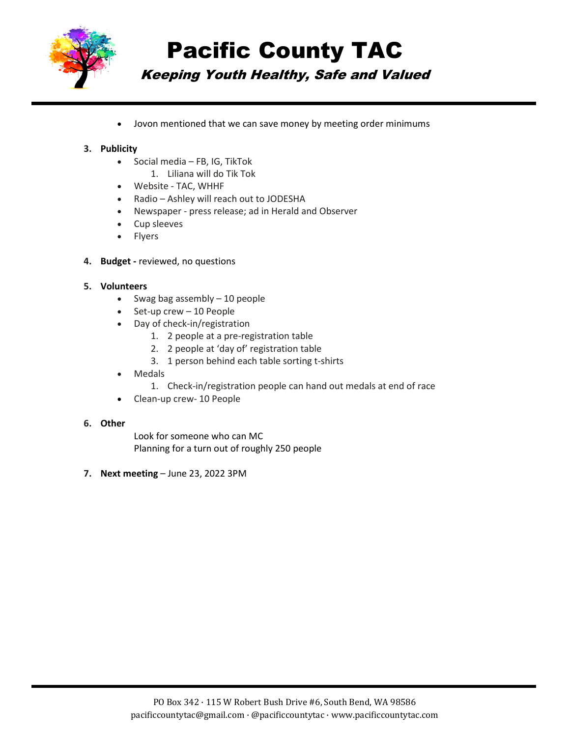- Jovon mentioned that we can save money by meeting order minimums

3. **Publicity**
   - Social media – FB, IG, TikTok
     1. Liliana will do Tik Tok
   - Website - TAC, WHHF
   - Radio – Ashley will reach out to JODESHA
   - Newspaper - press release; ad in Herald and Observer
   - Cup sleeves
   - Flyers

4. **Budget -** reviewed, no questions

5. **Volunteers**
   - Swag bag assembly – 10 people
   - Set-up crew – 10 People
   - Day of check-in/registration
     1. 2 people at a pre-registration table
     2. 2 people at 'day of' registration table
     3. 1 person behind each table sorting t-shirts
   - Medals
     1. Check-in/registration people can hand out medals at end of race
   - Clean-up crew- 10 People

6. **Other**

   Look for someone who can MC
   Planning for a turn out of roughly 250 people

7. **Next meeting** – June 23, 2022 3PM